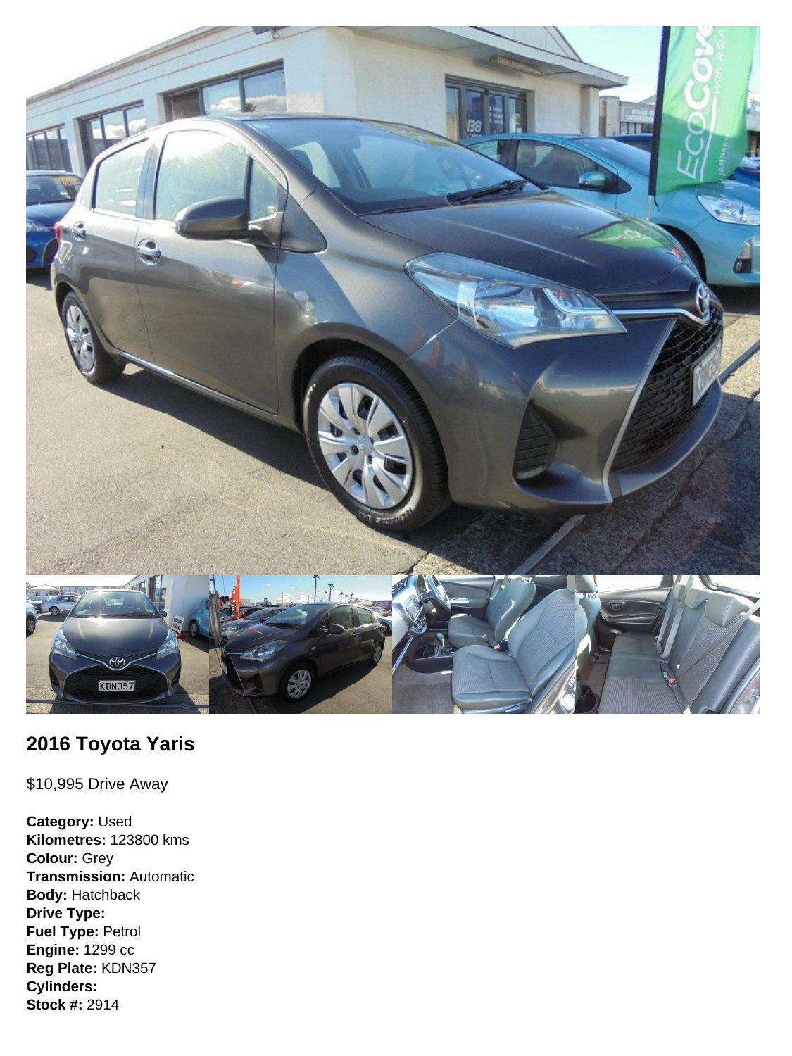## 2016 Toyota Yaris

$10,995 Drive Away

**Category:** Used
**Kilometres:** 123800 kms
**Colour:** Grey
**Transmission:** Automatic
**Body:** Hatchback
**Drive Type:**
**Fuel Type:** Petrol
**Engine:** 1299 cc
**Reg Plate:** KDN357
**Cylinders:**
**Stock #:** 2914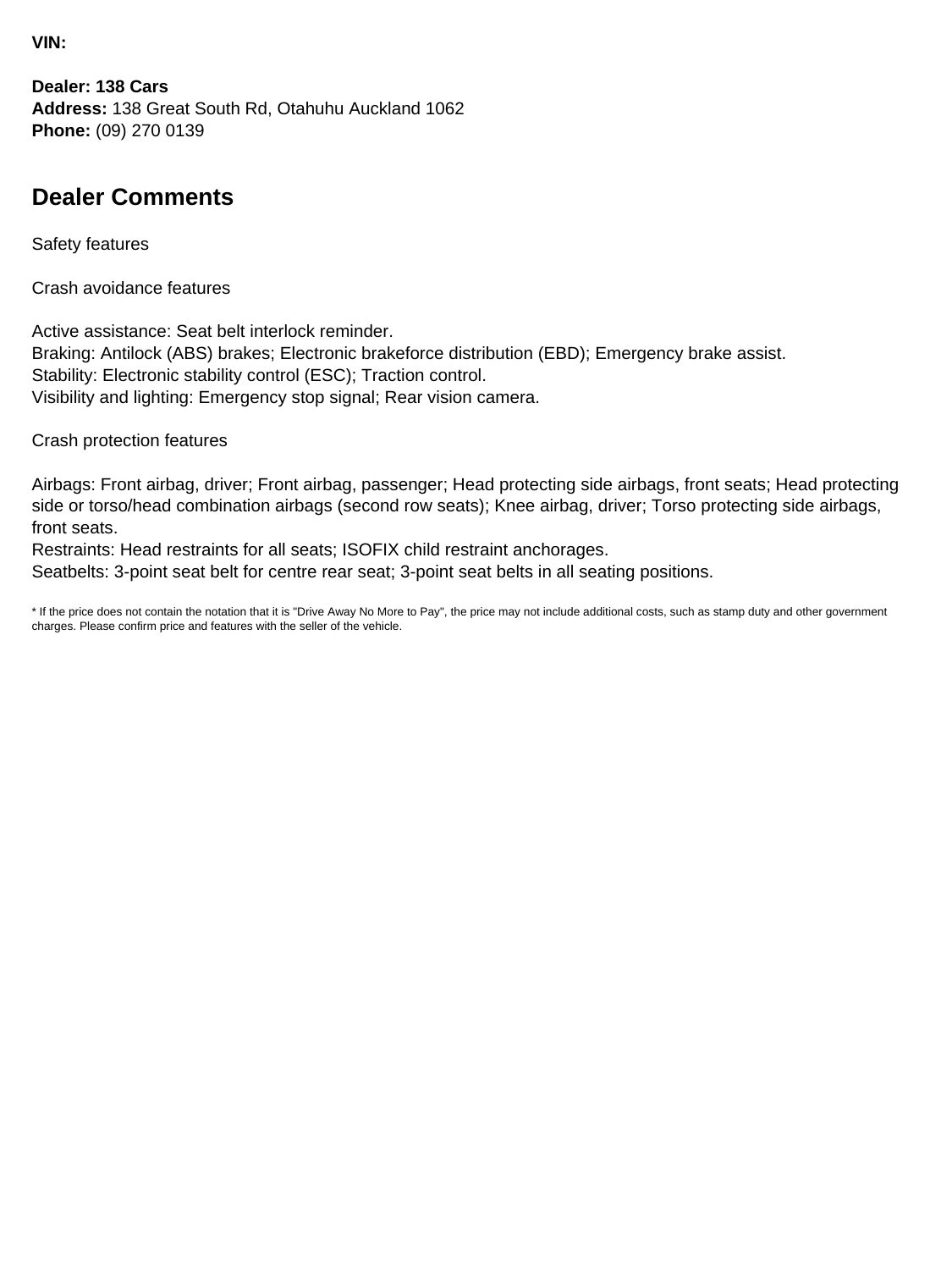**VIN:**

**Dealer: 138 Cars**
**Address:** 138 Great South Rd, Otahuhu Auckland 1062
**Phone:** (09) 270 0139

## Dealer Comments

Safety features

Crash avoidance features

Active assistance: Seat belt interlock reminder.
Braking: Antilock (ABS) brakes; Electronic brakeforce distribution (EBD); Emergency brake assist.
Stability: Electronic stability control (ESC); Traction control.
Visibility and lighting: Emergency stop signal; Rear vision camera.

Crash protection features

Airbags: Front airbag, driver; Front airbag, passenger; Head protecting side airbags, front seats; Head protecting side or torso/head combination airbags (second row seats); Knee airbag, driver; Torso protecting side airbags, front seats.
Restraints: Head restraints for all seats; ISOFIX child restraint anchorages.
Seatbelts: 3-point seat belt for centre rear seat; 3-point seat belts in all seating positions.

* If the price does not contain the notation that it is "Drive Away No More to Pay", the price may not include additional costs, such as stamp duty and other government charges. Please confirm price and features with the seller of the vehicle.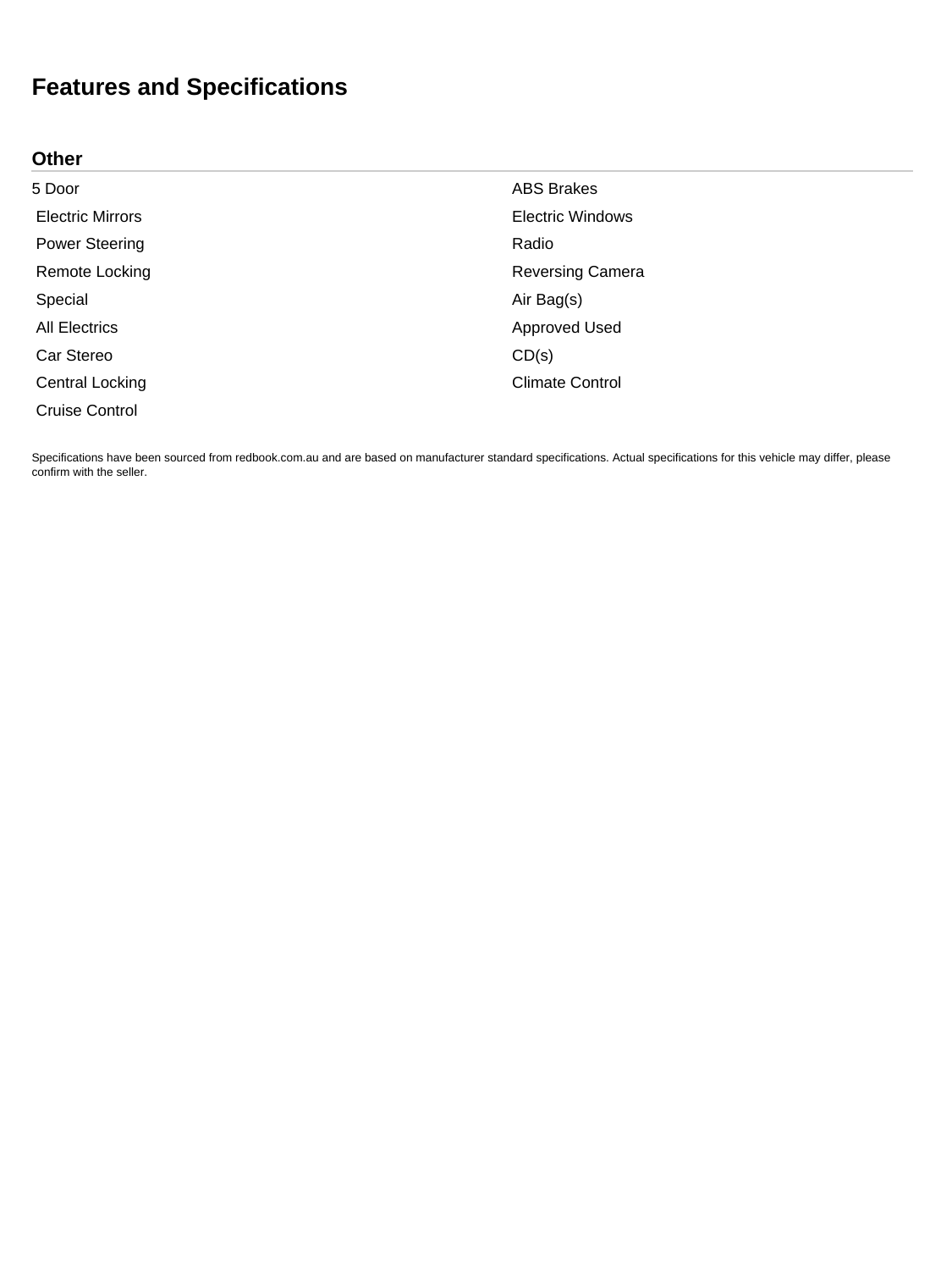# Features and Specifications

## Other

| | |
|---|---|
| 5 Door | ABS Brakes |
| Electric Mirrors | Electric Windows |
| Power Steering | Radio |
| Remote Locking | Reversing Camera |
| Special | Air Bag(s) |
| All Electrics | Approved Used |
| Car Stereo | CD(s) |
| Central Locking | Climate Control |
| Cruise Control | |

Specifications have been sourced from redbook.com.au and are based on manufacturer standard specifications. Actual specifications for this vehicle may differ, please confirm with the seller.